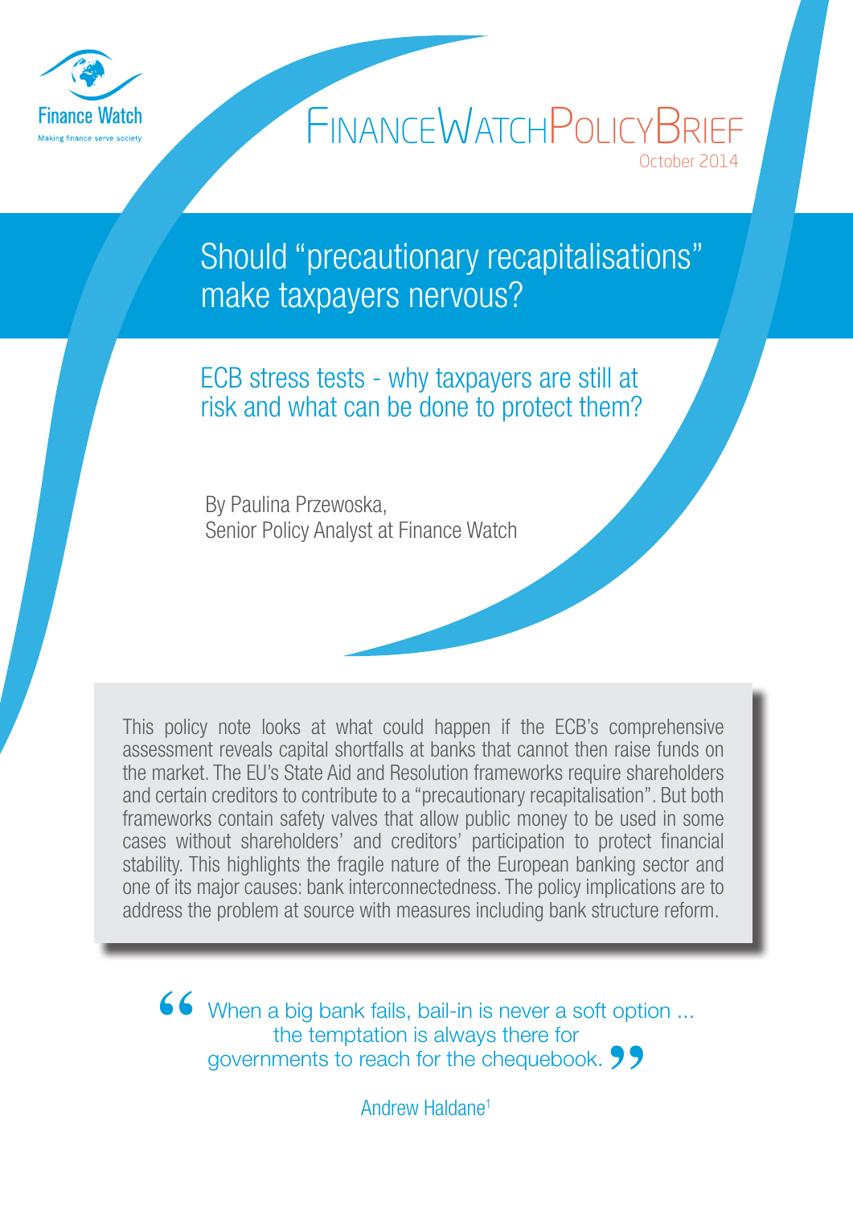Finance Watch

Making finance serve society

FINANCE WATCH POLICY BRIEF

October 2014

# Should "precautionary recapitalisations" make taxpayers nervous?

## ECB stress tests - why taxpayers are still at risk and what can be done to protect them?

By Paulina Przewoska,
Senior Policy Analyst at Finance Watch

This policy note looks at what could happen if the ECB's comprehensive assessment reveals capital shortfalls at banks that cannot then raise funds on the market. The EU's State Aid and Resolution frameworks require shareholders and certain creditors to contribute to a "precautionary recapitalisation". But both frameworks contain safety valves that allow public money to be used in some cases without shareholders' and creditors' participation to protect financial stability. This highlights the fragile nature of the European banking sector and one of its major causes: bank interconnectedness. The policy implications are to address the problem at source with measures including bank structure reform.

> "When a big bank fails, bail-in is never a soft option ... the temptation is always there for governments to reach for the chequebook."
>
> Andrew Haldane[1]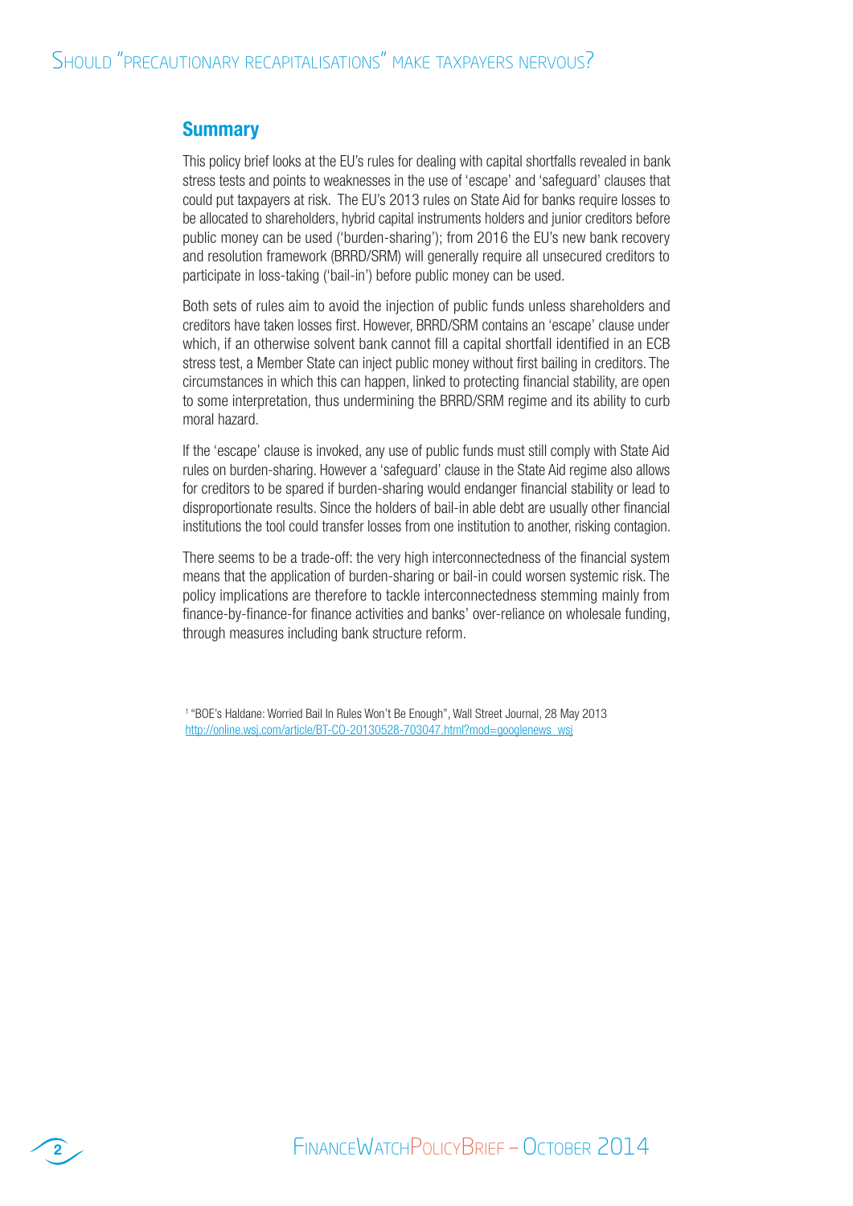## Summary

This policy brief looks at the EU's rules for dealing with capital shortfalls revealed in bank stress tests and points to weaknesses in the use of 'escape' and 'safeguard' clauses that could put taxpayers at risk. The EU's 2013 rules on State Aid for banks require losses to be allocated to shareholders, hybrid capital instruments holders and junior creditors before public money can be used ('burden-sharing'); from 2016 the EU's new bank recovery and resolution framework (BRRD/SRM) will generally require all unsecured creditors to participate in loss-taking ('bail-in') before public money can be used.

Both sets of rules aim to avoid the injection of public funds unless shareholders and creditors have taken losses first. However, BRRD/SRM contains an 'escape' clause under which, if an otherwise solvent bank cannot fill a capital shortfall identified in an ECB stress test, a Member State can inject public money without first bailing in creditors. The circumstances in which this can happen, linked to protecting financial stability, are open to some interpretation, thus undermining the BRRD/SRM regime and its ability to curb moral hazard.

If the 'escape' clause is invoked, any use of public funds must still comply with State Aid rules on burden-sharing. However a 'safeguard' clause in the State Aid regime also allows for creditors to be spared if burden-sharing would endanger financial stability or lead to disproportionate results. Since the holders of bail-in able debt are usually other financial institutions the tool could transfer losses from one institution to another, risking contagion.

There seems to be a trade-off: the very high interconnectedness of the financial system means that the application of burden-sharing or bail-in could worsen systemic risk. The policy implications are therefore to tackle interconnectedness stemming mainly from finance-by-finance-for finance activities and banks' over-reliance on wholesale funding, through measures including bank structure reform.

[1] "BOE's Haldane: Worried Bail In Rules Won't Be Enough", Wall Street Journal, 28 May 2013 http://online.wsj.com/article/BT-CO-20130528-703047.html?mod=googlenews_wsj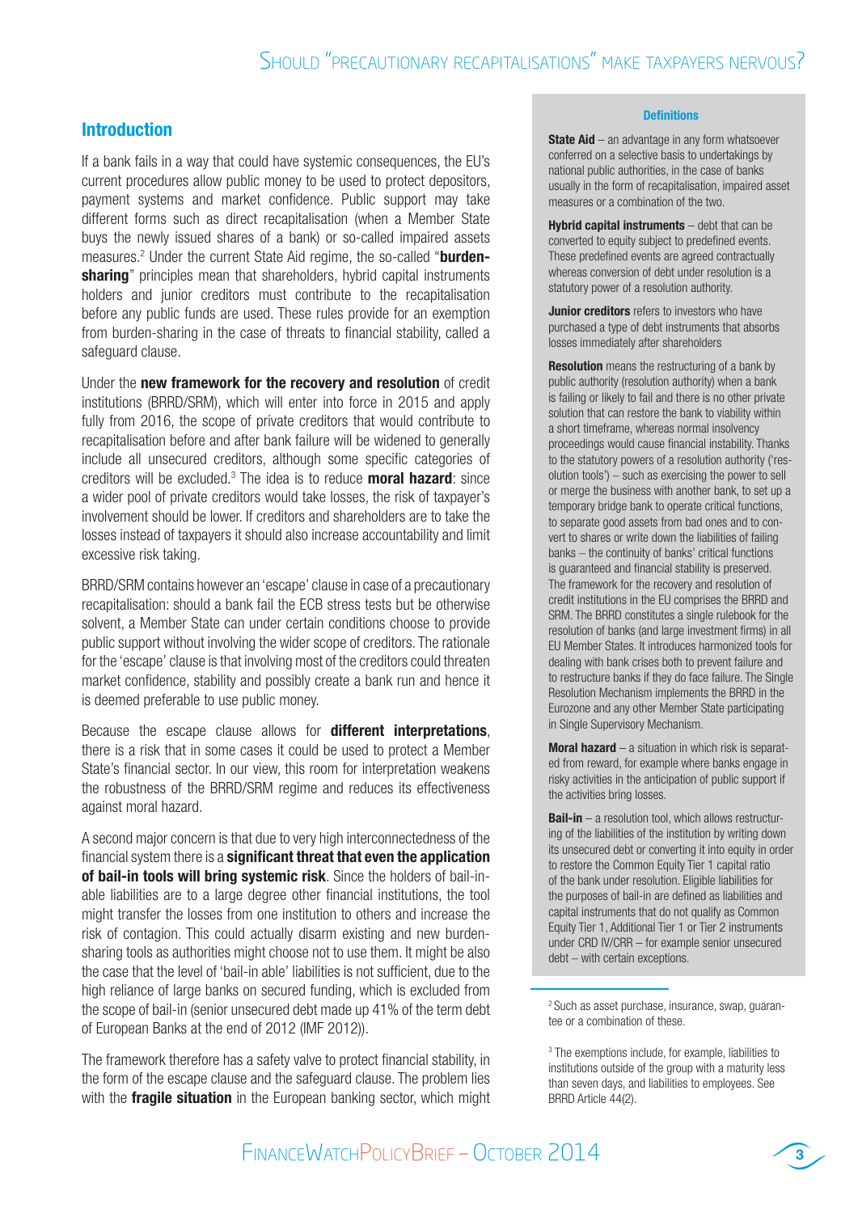## Introduction

If a bank fails in a way that could have systemic consequences, the EU's current procedures allow public money to be used to protect depositors, payment systems and market confidence. Public support may take different forms such as direct recapitalisation (when a Member State buys the newly issued shares of a bank) or so-called impaired assets measures.[2] Under the current State Aid regime, the so-called "**burden-sharing**" principles mean that shareholders, hybrid capital instruments holders and junior creditors must contribute to the recapitalisation before any public funds are used. These rules provide for an exemption from burden-sharing in the case of threats to financial stability, called a safeguard clause.

Under the **new framework for the recovery and resolution** of credit institutions (BRRD/SRM), which will enter into force in 2015 and apply fully from 2016, the scope of private creditors that would contribute to recapitalisation before and after bank failure will be widened to generally include all unsecured creditors, although some specific categories of creditors will be excluded.[3] The idea is to reduce **moral hazard**: since a wider pool of private creditors would take losses, the risk of taxpayer's involvement should be lower. If creditors and shareholders are to take the losses instead of taxpayers it should also increase accountability and limit excessive risk taking.

BRRD/SRM contains however an 'escape' clause in case of a precautionary recapitalisation: should a bank fail the ECB stress tests but be otherwise solvent, a Member State can under certain conditions choose to provide public support without involving the wider scope of creditors. The rationale for the 'escape' clause is that involving most of the creditors could threaten market confidence, stability and possibly create a bank run and hence it is deemed preferable to use public money.

Because the escape clause allows for **different interpretations**, there is a risk that in some cases it could be used to protect a Member State's financial sector. In our view, this room for interpretation weakens the robustness of the BRRD/SRM regime and reduces its effectiveness against moral hazard.

A second major concern is that due to very high interconnectedness of the financial system there is a **significant threat that even the application of bail-in tools will bring systemic risk**. Since the holders of bail-in-able liabilities are to a large degree other financial institutions, the tool might transfer the losses from one institution to others and increase the risk of contagion. This could actually disarm existing and new burden-sharing tools as authorities might choose not to use them. It might be also the case that the level of 'bail-in able' liabilities is not sufficient, due to the high reliance of large banks on secured funding, which is excluded from the scope of bail-in (senior unsecured debt made up 41% of the term debt of European Banks at the end of 2012 (IMF 2012)).

The framework therefore has a safety valve to protect financial stability, in the form of the escape clause and the safeguard clause. The problem lies with the **fragile situation** in the European banking sector, which might

### Definitions

**State Aid** – an advantage in any form whatsoever conferred on a selective basis to undertakings by national public authorities, in the case of banks usually in the form of recapitalisation, impaired asset measures or a combination of the two.

**Hybrid capital instruments** – debt that can be converted to equity subject to predefined events. These predefined events are agreed contractually whereas conversion of debt under resolution is a statutory power of a resolution authority.

**Junior creditors** refers to investors who have purchased a type of debt instruments that absorbs losses immediately after shareholders

**Resolution** means the restructuring of a bank by public authority (resolution authority) when a bank is failing or likely to fail and there is no other private solution that can restore the bank to viability within a short timeframe, whereas normal insolvency proceedings would cause financial instability. Thanks to the statutory powers of a resolution authority ('resolution tools') – such as exercising the power to sell or merge the business with another bank, to set up a temporary bridge bank to operate critical functions, to separate good assets from bad ones and to convert to shares or write down the liabilities of failing banks – the continuity of banks' critical functions is guaranteed and financial stability is preserved. The framework for the recovery and resolution of credit institutions in the EU comprises the BRRD and SRM. The BRRD constitutes a single rulebook for the resolution of banks (and large investment firms) in all EU Member States. It introduces harmonized tools for dealing with bank crises both to prevent failure and to restructure banks if they do face failure. The Single Resolution Mechanism implements the BRRD in the Eurozone and any other Member State participating in Single Supervisory Mechanism.

**Moral hazard** – a situation in which risk is separated from reward, for example where banks engage in risky activities in the anticipation of public support if the activities bring losses.

**Bail-in** – a resolution tool, which allows restructuring of the liabilities of the institution by writing down its unsecured debt or converting it into equity in order to restore the Common Equity Tier 1 capital ratio of the bank under resolution. Eligible liabilities for the purposes of bail-in are defined as liabilities and capital instruments that do not qualify as Common Equity Tier 1, Additional Tier 1 or Tier 2 instruments under CRD IV/CRR – for example senior unsecured debt – with certain exceptions.

---

[2] Such as asset purchase, insurance, swap, guarantee or a combination of these.

[3] The exemptions include, for example, liabilities to institutions outside of the group with a maturity less than seven days, and liabilities to employees. See BRRD Article 44(2).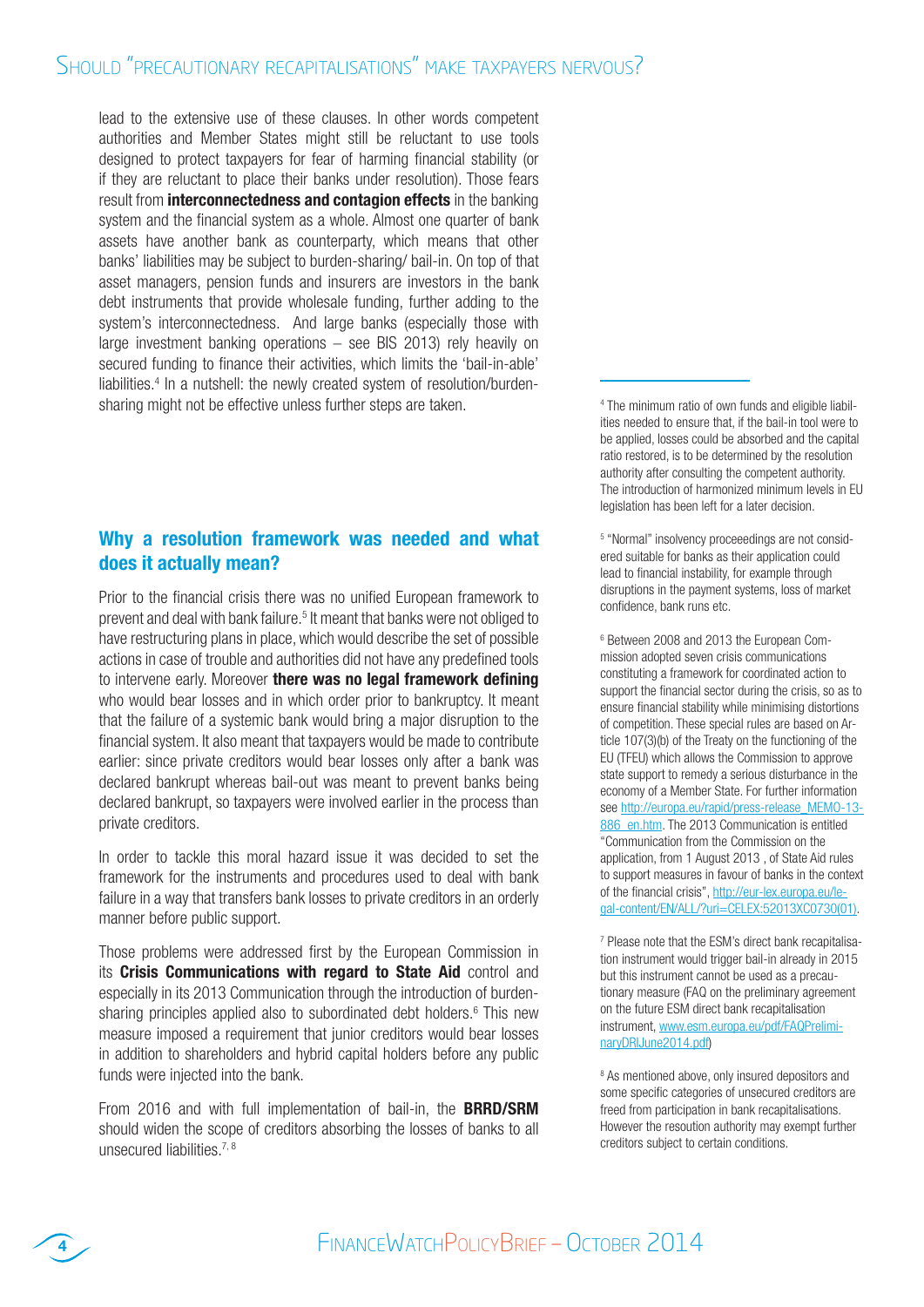lead to the extensive use of these clauses. In other words competent authorities and Member States might still be reluctant to use tools designed to protect taxpayers for fear of harming financial stability (or if they are reluctant to place their banks under resolution). Those fears result from **interconnectedness and contagion effects** in the banking system and the financial system as a whole. Almost one quarter of bank assets have another bank as counterparty, which means that other banks' liabilities may be subject to burden-sharing/ bail-in. On top of that asset managers, pension funds and insurers are investors in the bank debt instruments that provide wholesale funding, further adding to the system's interconnectedness. And large banks (especially those with large investment banking operations – see BIS 2013) rely heavily on secured funding to finance their activities, which limits the 'bail-in-able' liabilities.[4] In a nutshell: the newly created system of resolution/burden-sharing might not be effective unless further steps are taken.

## Why a resolution framework was needed and what does it actually mean?

Prior to the financial crisis there was no unified European framework to prevent and deal with bank failure.[5] It meant that banks were not obliged to have restructuring plans in place, which would describe the set of possible actions in case of trouble and authorities did not have any predefined tools to intervene early. Moreover **there was no legal framework defining** who would bear losses and in which order prior to bankruptcy. It meant that the failure of a systemic bank would bring a major disruption to the financial system. It also meant that taxpayers would be made to contribute earlier: since private creditors would bear losses only after a bank was declared bankrupt whereas bail-out was meant to prevent banks being declared bankrupt, so taxpayers were involved earlier in the process than private creditors.

In order to tackle this moral hazard issue it was decided to set the framework for the instruments and procedures used to deal with bank failure in a way that transfers bank losses to private creditors in an orderly manner before public support.

Those problems were addressed first by the European Commission in its **Crisis Communications with regard to State Aid** control and especially in its 2013 Communication through the introduction of burden-sharing principles applied also to subordinated debt holders.[6] This new measure imposed a requirement that junior creditors would bear losses in addition to shareholders and hybrid capital holders before any public funds were injected into the bank.

From 2016 and with full implementation of bail-in, the **BRRD/SRM** should widen the scope of creditors absorbing the losses of banks to all unsecured liabilities.[7, 8]

---

[4] The minimum ratio of own funds and eligible liabilities needed to ensure that, if the bail-in tool were to be applied, losses could be absorbed and the capital ratio restored, is to be determined by the resolution authority after consulting the competent authority. The introduction of harmonized minimum levels in EU legislation has been left for a later decision.

[5] "Normal" insolvency proceeedings are not considered suitable for banks as their application could lead to financial instability, for example through disruptions in the payment systems, loss of market confidence, bank runs etc.

[6] Between 2008 and 2013 the European Commission adopted seven crisis communications constituting a framework for coordinated action to support the financial sector during the crisis, so as to ensure financial stability while minimising distortions of competition. These special rules are based on Article 107(3)(b) of the Treaty on the functioning of the EU (TFEU) which allows the Commission to approve state support to remedy a serious disturbance in the economy of a Member State. For further information see http://europa.eu/rapid/press-release_MEMO-13-886_en.htm. The 2013 Communication is entitled "Communication from the Commission on the application, from 1 August 2013 , of State Aid rules to support measures in favour of banks in the context of the financial crisis", http://eur-lex.europa.eu/legal-content/EN/ALL/?uri=CELEX:52013XC0730(01).

[7] Please note that the ESM's direct bank recapitalisation instrument would trigger bail-in already in 2015 but this instrument cannot be used as a precautionary measure (FAQ on the preliminary agreement on the future ESM direct bank recapitalisation instrument, www.esm.europa.eu/pdf/FAQPreliminaryDRIJune2014.pdf)

[8] As mentioned above, only insured depositors and some specific categories of unsecured creditors are freed from participation in bank recapitalisations. However the resoution authority may exempt further creditors subject to certain conditions.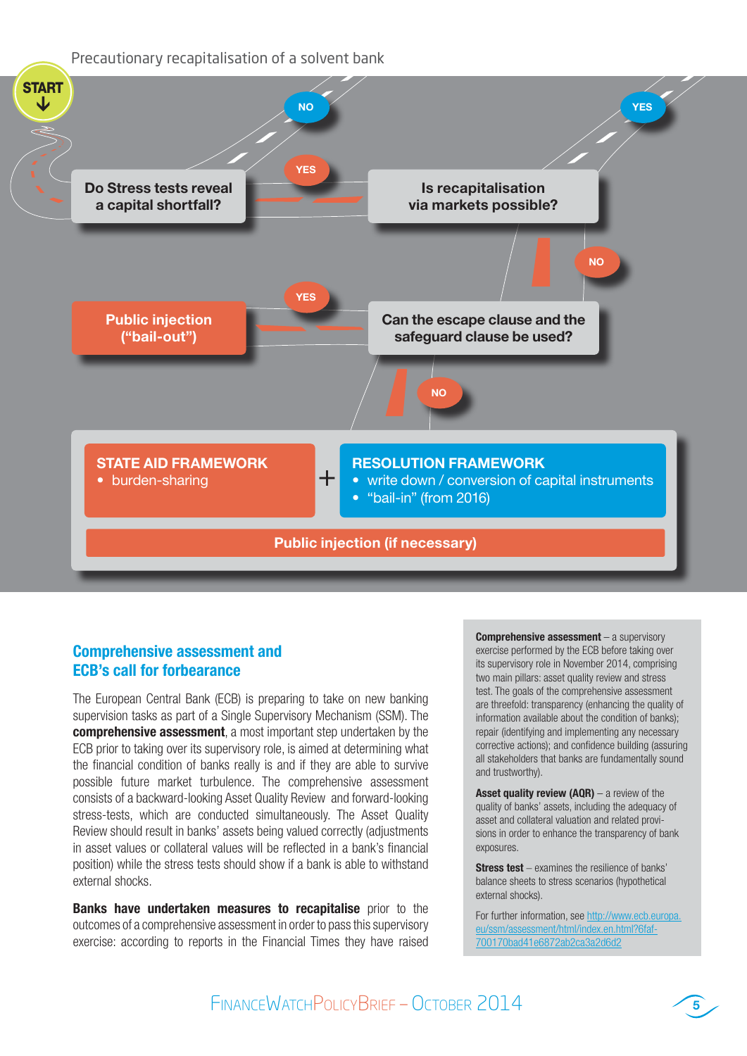Precautionary recapitalisation of a solvent bank

START

**Do Stress tests reveal a capital shortfall?**

- NO
- YES → **Is recapitalisation via markets possible?**
  - YES
  - NO → **Can the escape clause and the safeguard clause be used?**
    - YES → **Public injection ("bail-out")**
    - NO →

**STATE AID FRAMEWORK**
- burden-sharing

+

**RESOLUTION FRAMEWORK**
- write down / conversion of capital instruments
- "bail-in" (from 2016)

**Public injection (if necessary)**

## Comprehensive assessment and ECB's call for forbearance

The European Central Bank (ECB) is preparing to take on new banking supervision tasks as part of a Single Supervisory Mechanism (SSM). The **comprehensive assessment**, a most important step undertaken by the ECB prior to taking over its supervisory role, is aimed at determining what the financial condition of banks really is and if they are able to survive possible future market turbulence. The comprehensive assessment consists of a backward-looking Asset Quality Review and forward-looking stress-tests, which are conducted simultaneously. The Asset Quality Review should result in banks' assets being valued correctly (adjustments in asset values or collateral values will be reflected in a bank's financial position) while the stress tests should show if a bank is able to withstand external shocks.

**Banks have undertaken measures to recapitalise** prior to the outcomes of a comprehensive assessment in order to pass this supervisory exercise: according to reports in the Financial Times they have raised

**Comprehensive assessment** – a supervisory exercise performed by the ECB before taking over its supervisory role in November 2014, comprising two main pillars: asset quality review and stress test. The goals of the comprehensive assessment are threefold: transparency (enhancing the quality of information available about the condition of banks); repair (identifying and implementing any necessary corrective actions); and confidence building (assuring all stakeholders that banks are fundamentally sound and trustworthy).

**Asset quality review (AQR)** – a review of the quality of banks' assets, including the adequacy of asset and collateral valuation and related provisions in order to enhance the transparency of bank exposures.

**Stress test** – examines the resilience of banks' balance sheets to stress scenarios (hypothetical external shocks).

For further information, see http://www.ecb.europa.eu/ssm/assessment/html/index.en.html?6faf700170bad41e6872ab2ca3a2d6d2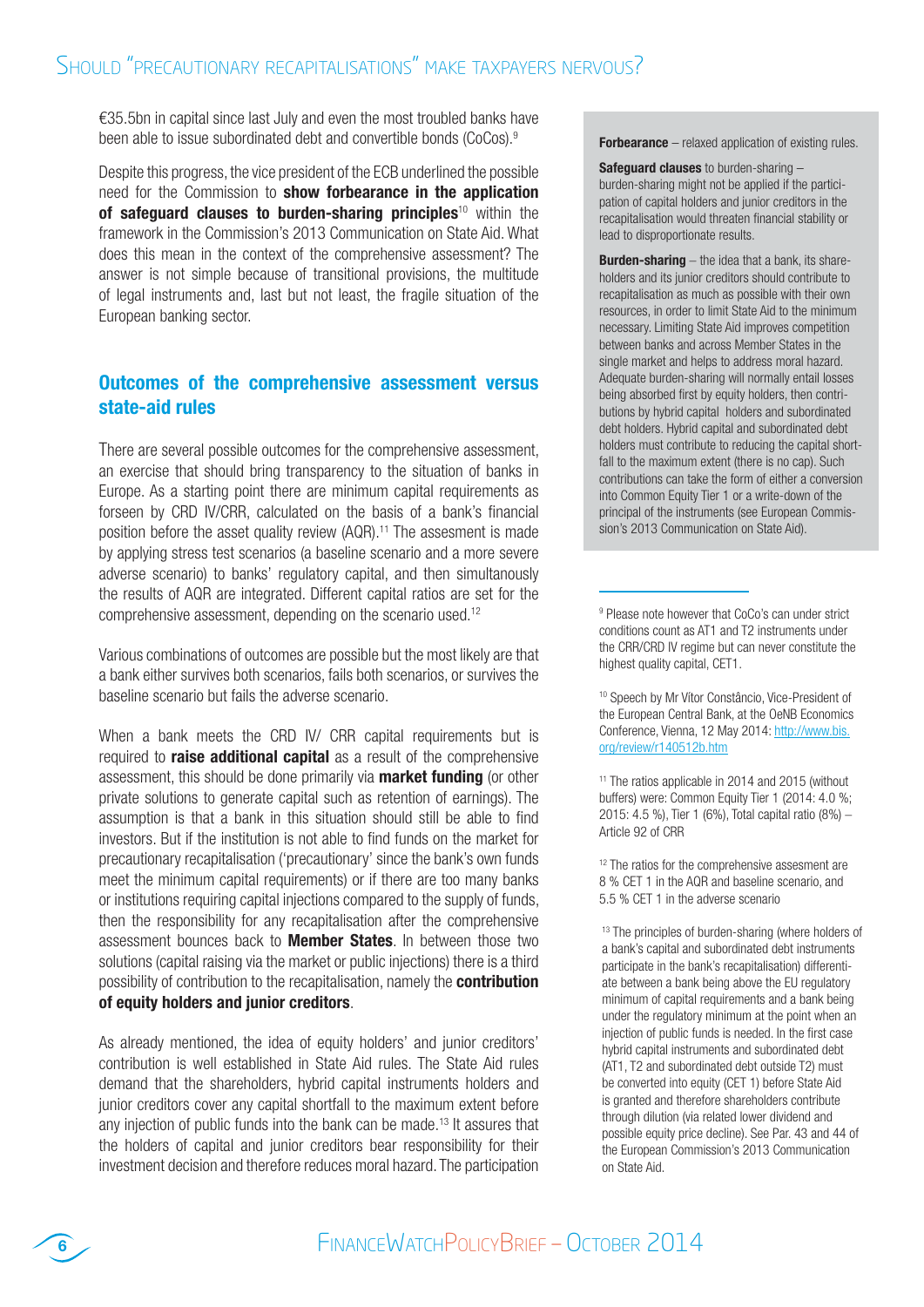€35.5bn in capital since last July and even the most troubled banks have been able to issue subordinated debt and convertible bonds (CoCos).[9]

Despite this progress, the vice president of the ECB underlined the possible need for the Commission to **show forbearance in the application of safeguard clauses to burden-sharing principles**[10] within the framework in the Commission's 2013 Communication on State Aid. What does this mean in the context of the comprehensive assessment? The answer is not simple because of transitional provisions, the multitude of legal instruments and, last but not least, the fragile situation of the European banking sector.

> **Forbearance** – relaxed application of existing rules.
>
> **Safeguard clauses** to burden-sharing – burden-sharing might not be applied if the participation of capital holders and junior creditors in the recapitalisation would threaten financial stability or lead to disproportionate results.
>
> **Burden-sharing** – the idea that a bank, its shareholders and its junior creditors should contribute to recapitalisation as much as possible with their own resources, in order to limit State Aid to the minimum necessary. Limiting State Aid improves competition between banks and across Member States in the single market and helps to address moral hazard. Adequate burden-sharing will normally entail losses being absorbed first by equity holders, then contributions by hybrid capital holders and subordinated debt holders. Hybrid capital and subordinated debt holders must contribute to reducing the capital shortfall to the maximum extent (there is no cap). Such contributions can take the form of either a conversion into Common Equity Tier 1 or a write-down of the principal of the instruments (see European Commission's 2013 Communication on State Aid).

## Outcomes of the comprehensive assessment versus state-aid rules

There are several possible outcomes for the comprehensive assessment, an exercise that should bring transparency to the situation of banks in Europe. As a starting point there are minimum capital requirements as forseen by CRD IV/CRR, calculated on the basis of a bank's financial position before the asset quality review (AQR).[11] The assessment is made by applying stress test scenarios (a baseline scenario and a more severe adverse scenario) to banks' regulatory capital, and then simultanously the results of AQR are integrated. Different capital ratios are set for the comprehensive assessment, depending on the scenario used.[12]

Various combinations of outcomes are possible but the most likely are that a bank either survives both scenarios, fails both scenarios, or survives the baseline scenario but fails the adverse scenario.

When a bank meets the CRD IV/ CRR capital requirements but is required to **raise additional capital** as a result of the comprehensive assessment, this should be done primarily via **market funding** (or other private solutions to generate capital such as retention of earnings). The assumption is that a bank in this situation should still be able to find investors. But if the institution is not able to find funds on the market for precautionary recapitalisation ('precautionary' since the bank's own funds meet the minimum capital requirements) or if there are too many banks or institutions requiring capital injections compared to the supply of funds, then the responsibility for any recapitalisation after the comprehensive assessment bounces back to **Member States**. In between those two solutions (capital raising via the market or public injections) there is a third possibility of contribution to the recapitalisation, namely the **contribution of equity holders and junior creditors**.

As already mentioned, the idea of equity holders' and junior creditors' contribution is well established in State Aid rules. The State Aid rules demand that the shareholders, hybrid capital instruments holders and junior creditors cover any capital shortfall to the maximum extent before any injection of public funds into the bank can be made.[13] It assures that the holders of capital and junior creditors bear responsibility for their investment decision and therefore reduces moral hazard. The participation

---

[9] Please note however that CoCo's can under strict conditions count as AT1 and T2 instruments under the CRR/CRD IV regime but can never constitute the highest quality capital, CET1.

[10] Speech by Mr Vítor Constâncio, Vice-President of the European Central Bank, at the OeNB Economics Conference, Vienna, 12 May 2014: http://www.bis.org/review/r140512b.htm

[11] The ratios applicable in 2014 and 2015 (without buffers) were: Common Equity Tier 1 (2014: 4.0 %; 2015: 4.5 %), Tier 1 (6%), Total capital ratio (8%) – Article 92 of CRR

[12] The ratios for the comprehensive assesment are 8 % CET 1 in the AQR and baseline scenario, and 5.5 % CET 1 in the adverse scenario

[13] The principles of burden-sharing (where holders of a bank's capital and subordinated debt instruments participate in the bank's recapitalisation) differentiate between a bank being above the EU regulatory minimum of capital requirements and a bank being under the regulatory minimum at the point when an injection of public funds is needed. In the first case hybrid capital instruments and subordinated debt (AT1, T2 and subordinated debt outside T2) must be converted into equity (CET 1) before State Aid is granted and therefore shareholders contribute through dilution (via related lower dividend and possible equity price decline). See Par. 43 and 44 of the European Commission's 2013 Communication on State Aid.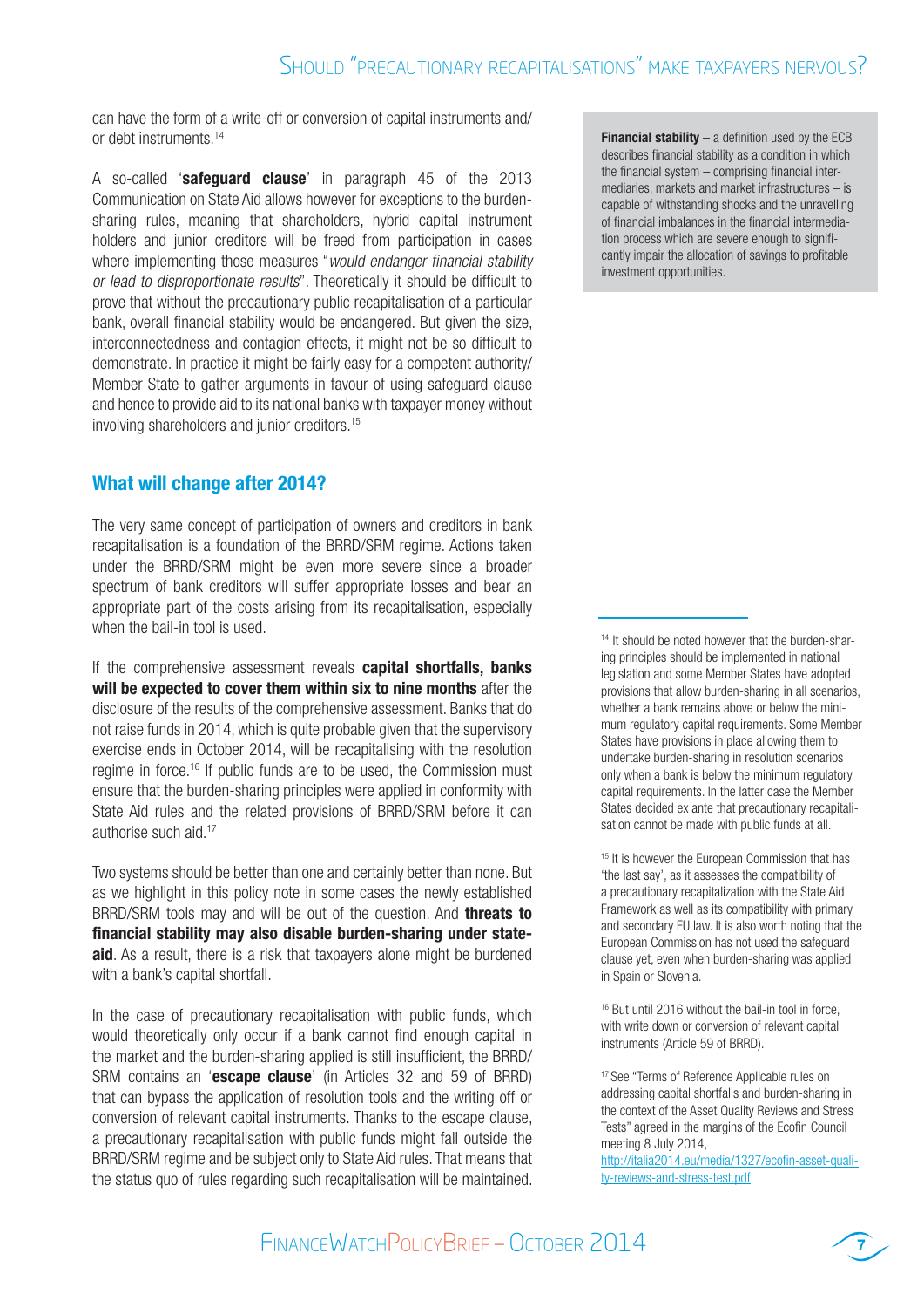can have the form of a write-off or conversion of capital instruments and/ or debt instruments.[14]

A so-called '**safeguard clause**' in paragraph 45 of the 2013 Communication on State Aid allows however for exceptions to the burden-sharing rules, meaning that shareholders, hybrid capital instrument holders and junior creditors will be freed from participation in cases where implementing those measures "*would endanger financial stability or lead to disproportionate results*". Theoretically it should be difficult to prove that without the precautionary public recapitalisation of a particular bank, overall financial stability would be endangered. But given the size, interconnectedness and contagion effects, it might not be so difficult to demonstrate. In practice it might be fairly easy for a competent authority/ Member State to gather arguments in favour of using safeguard clause and hence to provide aid to its national banks with taxpayer money without involving shareholders and junior creditors.[15]

**Financial stability** – a definition used by the ECB describes financial stability as a condition in which the financial system – comprising financial intermediaries, markets and market infrastructures – is capable of withstanding shocks and the unravelling of financial imbalances in the financial intermediation process which are severe enough to significantly impair the allocation of savings to profitable investment opportunities.

## What will change after 2014?

The very same concept of participation of owners and creditors in bank recapitalisation is a foundation of the BRRD/SRM regime. Actions taken under the BRRD/SRM might be even more severe since a broader spectrum of bank creditors will suffer appropriate losses and bear an appropriate part of the costs arising from its recapitalisation, especially when the bail-in tool is used.

If the comprehensive assessment reveals **capital shortfalls, banks will be expected to cover them within six to nine months** after the disclosure of the results of the comprehensive assessment. Banks that do not raise funds in 2014, which is quite probable given that the supervisory exercise ends in October 2014, will be recapitalising with the resolution regime in force.[16] If public funds are to be used, the Commission must ensure that the burden-sharing principles were applied in conformity with State Aid rules and the related provisions of BRRD/SRM before it can authorise such aid.[17]

Two systems should be better than one and certainly better than none. But as we highlight in this policy note in some cases the newly established BRRD/SRM tools may and will be out of the question. And **threats to financial stability may also disable burden-sharing under state-aid**. As a result, there is a risk that taxpayers alone might be burdened with a bank's capital shortfall.

In the case of precautionary recapitalisation with public funds, which would theoretically only occur if a bank cannot find enough capital in the market and the burden-sharing applied is still insufficient, the BRRD/ SRM contains an '**escape clause**' (in Articles 32 and 59 of BRRD) that can bypass the application of resolution tools and the writing off or conversion of relevant capital instruments. Thanks to the escape clause, a precautionary recapitalisation with public funds might fall outside the BRRD/SRM regime and be subject only to State Aid rules. That means that the status quo of rules regarding such recapitalisation will be maintained.

---

[14] It should be noted however that the burden-sharing principles should be implemented in national legislation and some Member States have adopted provisions that allow burden-sharing in all scenarios, whether a bank remains above or below the minimum regulatory capital requirements. Some Member States have provisions in place allowing them to undertake burden-sharing in resolution scenarios only when a bank is below the minimum regulatory capital requirements. In the latter case the Member States decided ex ante that precautionary recapitalisation cannot be made with public funds at all.

[15] It is however the European Commission that has 'the last say', as it assesses the compatibility of a precautionary recapitalization with the State Aid Framework as well as its compatibility with primary and secondary EU law. It is also worth noting that the European Commission has not used the safeguard clause yet, even when burden-sharing was applied in Spain or Slovenia.

[16] But until 2016 without the bail-in tool in force, with write down or conversion of relevant capital instruments (Article 59 of BRRD).

[17] See "Terms of Reference Applicable rules on addressing capital shortfalls and burden-sharing in the context of the Asset Quality Reviews and Stress Tests" agreed in the margins of the Ecofin Council meeting 8 July 2014, http://italia2014.eu/media/1327/ecofin-asset-quality-reviews-and-stress-test.pdf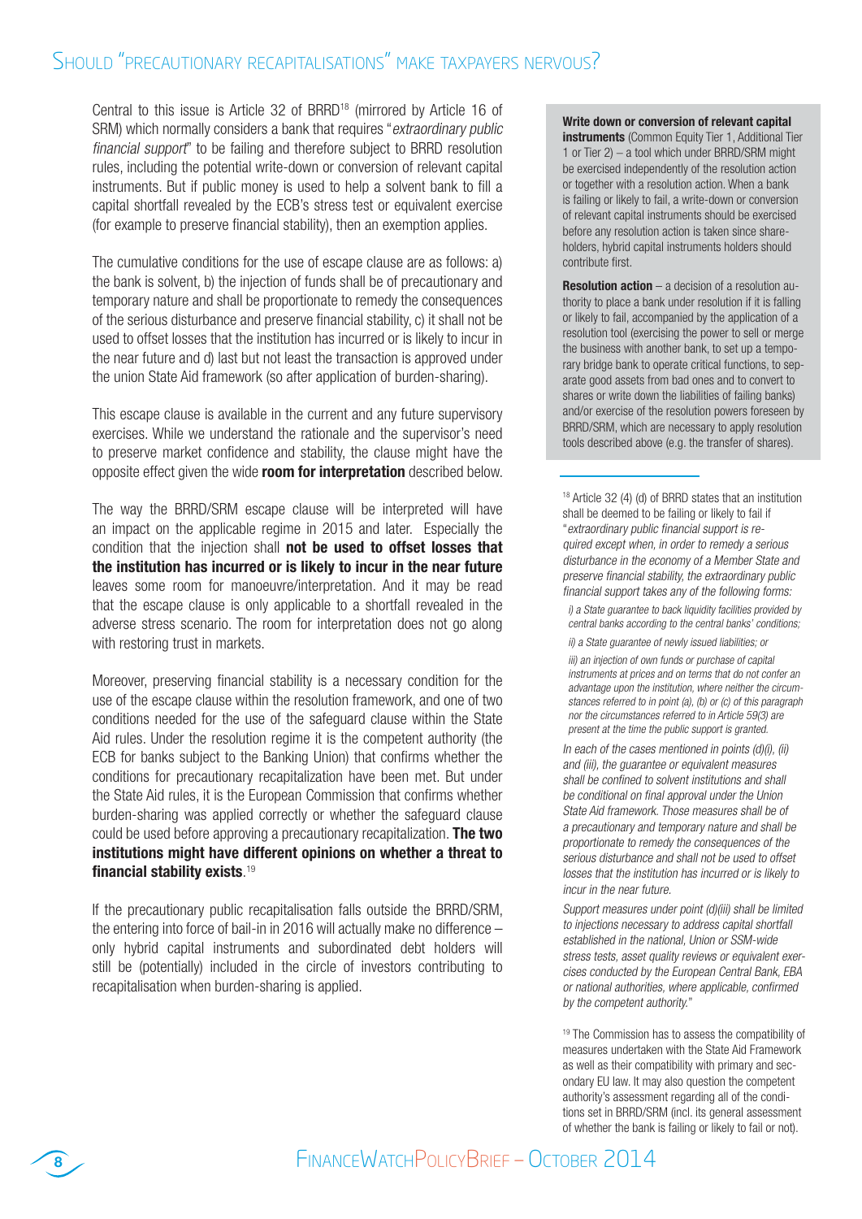Central to this issue is Article 32 of BRRD[18] (mirrored by Article 16 of SRM) which normally considers a bank that requires "*extraordinary public financial support*" to be failing and therefore subject to BRRD resolution rules, including the potential write-down or conversion of relevant capital instruments. But if public money is used to help a solvent bank to fill a capital shortfall revealed by the ECB's stress test or equivalent exercise (for example to preserve financial stability), then an exemption applies.

The cumulative conditions for the use of escape clause are as follows: a) the bank is solvent, b) the injection of funds shall be of precautionary and temporary nature and shall be proportionate to remedy the consequences of the serious disturbance and preserve financial stability, c) it shall not be used to offset losses that the institution has incurred or is likely to incur in the near future and d) last but not least the transaction is approved under the union State Aid framework (so after application of burden-sharing).

This escape clause is available in the current and any future supervisory exercises. While we understand the rationale and the supervisor's need to preserve market confidence and stability, the clause might have the opposite effect given the wide **room for interpretation** described below.

The way the BRRD/SRM escape clause will be interpreted will have an impact on the applicable regime in 2015 and later. Especially the condition that the injection shall **not be used to offset losses that the institution has incurred or is likely to incur in the near future** leaves some room for manoeuvre/interpretation. And it may be read that the escape clause is only applicable to a shortfall revealed in the adverse stress scenario. The room for interpretation does not go along with restoring trust in markets.

Moreover, preserving financial stability is a necessary condition for the use of the escape clause within the resolution framework, and one of two conditions needed for the use of the safeguard clause within the State Aid rules. Under the resolution regime it is the competent authority (the ECB for banks subject to the Banking Union) that confirms whether the conditions for precautionary recapitalization have been met. But under the State Aid rules, it is the European Commission that confirms whether burden-sharing was applied correctly or whether the safeguard clause could be used before approving a precautionary recapitalization. **The two institutions might have different opinions on whether a threat to financial stability exists**.[19]

If the precautionary public recapitalisation falls outside the BRRD/SRM, the entering into force of bail-in in 2016 will actually make no difference – only hybrid capital instruments and subordinated debt holders will still be (potentially) included in the circle of investors contributing to recapitalisation when burden-sharing is applied.

**Write down or conversion of relevant capital instruments** (Common Equity Tier 1, Additional Tier 1 or Tier 2) – a tool which under BRRD/SRM might be exercised independently of the resolution action or together with a resolution action. When a bank is failing or likely to fail, a write-down or conversion of relevant capital instruments should be exercised before any resolution action is taken since shareholders, hybrid capital instruments holders should contribute first.

**Resolution action** – a decision of a resolution authority to place a bank under resolution if it is failing or likely to fail, accompanied by the application of a resolution tool (exercising the power to sell or merge the business with another bank, to set up a temporary bridge bank to operate critical functions, to separate good assets from bad ones and to convert to shares or write down the liabilities of failing banks) and/or exercise of the resolution powers foreseen by BRRD/SRM, which are necessary to apply resolution tools described above (e.g. the transfer of shares).

---

[18] Article 32 (4) (d) of BRRD states that an institution shall be deemed to be failing or likely to fail if "*extraordinary public financial support is required except when, in order to remedy a serious disturbance in the economy of a Member State and preserve financial stability, the extraordinary public financial support takes any of the following forms:*

*i) a State guarantee to back liquidity facilities provided by central banks according to the central banks' conditions;*

*ii) a State guarantee of newly issued liabilities; or*

*iii) an injection of own funds or purchase of capital instruments at prices and on terms that do not confer an advantage upon the institution, where neither the circumstances referred to in point (a), (b) or (c) of this paragraph nor the circumstances referred to in Article 59(3) are present at the time the public support is granted.*

*In each of the cases mentioned in points (d)(i), (ii) and (iii), the guarantee or equivalent measures shall be confined to solvent institutions and shall be conditional on final approval under the Union State Aid framework. Those measures shall be of a precautionary and temporary nature and shall be proportionate to remedy the consequences of the serious disturbance and shall not be used to offset losses that the institution has incurred or is likely to incur in the near future.*

*Support measures under point (d)(iii) shall be limited to injections necessary to address capital shortfall established in the national, Union or SSM-wide stress tests, asset quality reviews or equivalent exercises conducted by the European Central Bank, EBA or national authorities, where applicable, confirmed by the competent authority.*"

[19] The Commission has to assess the compatibility of measures undertaken with the State Aid Framework as well as their compatibility with primary and secondary EU law. It may also question the competent authority's assessment regarding all of the conditions set in BRRD/SRM (incl. its general assessment of whether the bank is failing or likely to fail or not).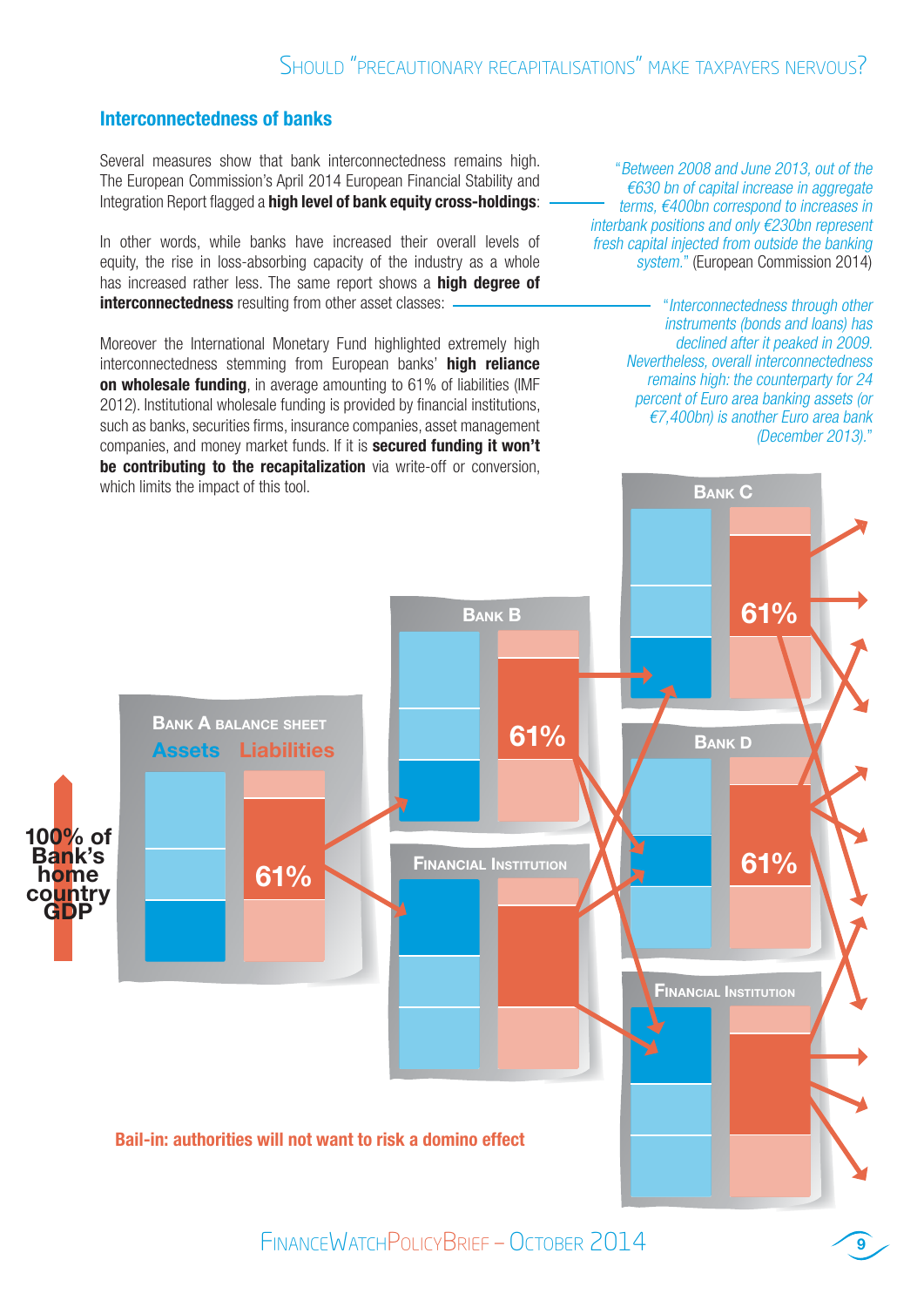## Interconnectedness of banks

Several measures show that bank interconnectedness remains high. The European Commission's April 2014 European Financial Stability and Integration Report flagged a **high level of bank equity cross-holdings**:

"*Between 2008 and June 2013, out of the €630 bn of capital increase in aggregate terms, €400bn correspond to increases in interbank positions and only €230bn represent fresh capital injected from outside the banking system.*" (European Commission 2014)

In other words, while banks have increased their overall levels of equity, the rise in loss-absorbing capacity of the industry as a whole has increased rather less. The same report shows a **high degree of interconnectedness** resulting from other asset classes:

"*Interconnectedness through other instruments (bonds and loans) has declined after it peaked in 2009. Nevertheless, overall interconnectedness remains high: the counterparty for 24 percent of Euro area banking assets (or €7,400bn) is another Euro area bank (December 2013).*"

Moreover the International Monetary Fund highlighted extremely high interconnectedness stemming from European banks' **high reliance on wholesale funding**, in average amounting to 61% of liabilities (IMF 2012). Institutional wholesale funding is provided by financial institutions, such as banks, securities firms, insurance companies, asset management companies, and money market funds. If it is **secured funding it won't be contributing to the recapitalization** via write-off or conversion, which limits the impact of this tool.

Bank A balance sheet — Assets / Liabilities — 61% — 100% of Bank's home country GDP — Bank B 61% — Financial Institution — Bank C 61% — Bank D 61% — Financial Institution

**Bail-in: authorities will not want to risk a domino effect**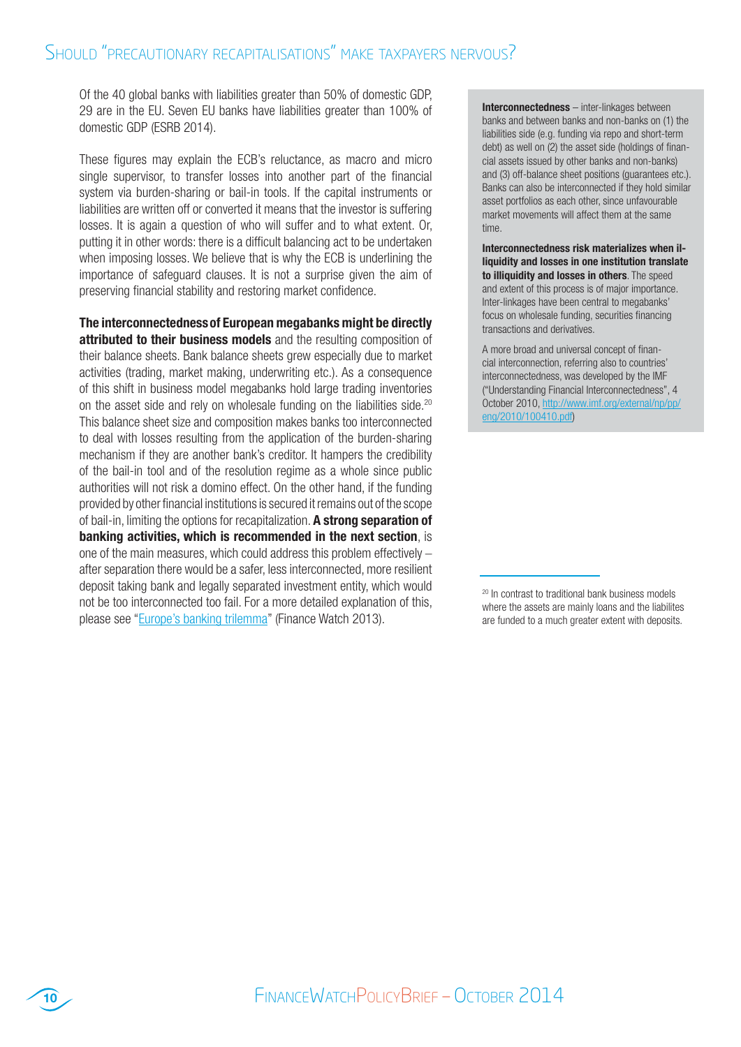Of the 40 global banks with liabilities greater than 50% of domestic GDP, 29 are in the EU. Seven EU banks have liabilities greater than 100% of domestic GDP (ESRB 2014).

These figures may explain the ECB's reluctance, as macro and micro single supervisor, to transfer losses into another part of the financial system via burden-sharing or bail-in tools. If the capital instruments or liabilities are written off or converted it means that the investor is suffering losses. It is again a question of who will suffer and to what extent. Or, putting it in other words: there is a difficult balancing act to be undertaken when imposing losses. We believe that is why the ECB is underlining the importance of safeguard clauses. It is not a surprise given the aim of preserving financial stability and restoring market confidence.

**The interconnectedness of European megabanks might be directly attributed to their business models** and the resulting composition of their balance sheets. Bank balance sheets grew especially due to market activities (trading, market making, underwriting etc.). As a consequence of this shift in business model megabanks hold large trading inventories on the asset side and rely on wholesale funding on the liabilities side.[20] This balance sheet size and composition makes banks too interconnected to deal with losses resulting from the application of the burden-sharing mechanism if they are another bank's creditor. It hampers the credibility of the bail-in tool and of the resolution regime as a whole since public authorities will not risk a domino effect. On the other hand, if the funding provided by other financial institutions is secured it remains out of the scope of bail-in, limiting the options for recapitalization. **A strong separation of banking activities, which is recommended in the next section**, is one of the main measures, which could address this problem effectively – after separation there would be a safer, less interconnected, more resilient deposit taking bank and legally separated investment entity, which would not be too interconnected too fail. For a more detailed explanation of this, please see "Europe's banking trilemma" (Finance Watch 2013).

**Interconnectedness** – inter-linkages between banks and between banks and non-banks on (1) the liabilities side (e.g. funding via repo and short-term debt) as well on (2) the asset side (holdings of financial assets issued by other banks and non-banks) and (3) off-balance sheet positions (guarantees etc.). Banks can also be interconnected if they hold similar asset portfolios as each other, since unfavourable market movements will affect them at the same time.

**Interconnectedness risk materializes when illiquidity and losses in one institution translate to illiquidity and losses in others**. The speed and extent of this process is of major importance. Inter-linkages have been central to megabanks' focus on wholesale funding, securities financing transactions and derivatives.

A more broad and universal concept of financial interconnection, referring also to countries' interconnectedness, was developed by the IMF ("Understanding Financial Interconnectedness", 4 October 2010, http://www.imf.org/external/np/pp/eng/2010/100410.pdf)

[20] In contrast to traditional bank business models where the assets are mainly loans and the liabilites are funded to a much greater extent with deposits.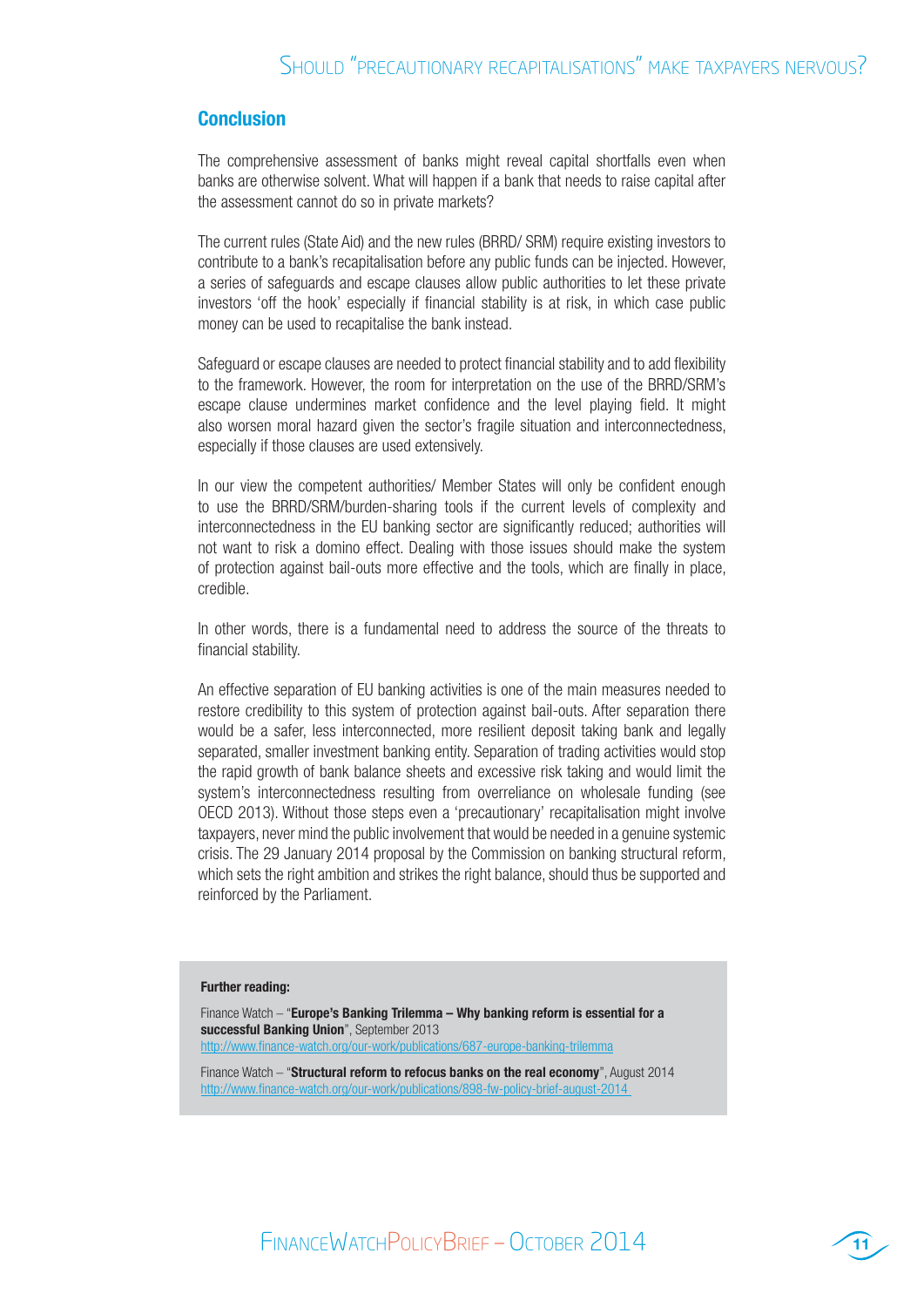## Conclusion

The comprehensive assessment of banks might reveal capital shortfalls even when banks are otherwise solvent. What will happen if a bank that needs to raise capital after the assessment cannot do so in private markets?

The current rules (State Aid) and the new rules (BRRD/ SRM) require existing investors to contribute to a bank's recapitalisation before any public funds can be injected. However, a series of safeguards and escape clauses allow public authorities to let these private investors 'off the hook' especially if financial stability is at risk, in which case public money can be used to recapitalise the bank instead.

Safeguard or escape clauses are needed to protect financial stability and to add flexibility to the framework. However, the room for interpretation on the use of the BRRD/SRM's escape clause undermines market confidence and the level playing field. It might also worsen moral hazard given the sector's fragile situation and interconnectedness, especially if those clauses are used extensively.

In our view the competent authorities/ Member States will only be confident enough to use the BRRD/SRM/burden-sharing tools if the current levels of complexity and interconnectedness in the EU banking sector are significantly reduced; authorities will not want to risk a domino effect. Dealing with those issues should make the system of protection against bail-outs more effective and the tools, which are finally in place, credible.

In other words, there is a fundamental need to address the source of the threats to financial stability.

An effective separation of EU banking activities is one of the main measures needed to restore credibility to this system of protection against bail-outs. After separation there would be a safer, less interconnected, more resilient deposit taking bank and legally separated, smaller investment banking entity. Separation of trading activities would stop the rapid growth of bank balance sheets and excessive risk taking and would limit the system's interconnectedness resulting from overreliance on wholesale funding (see OECD 2013). Without those steps even a 'precautionary' recapitalisation might involve taxpayers, never mind the public involvement that would be needed in a genuine systemic crisis. The 29 January 2014 proposal by the Commission on banking structural reform, which sets the right ambition and strikes the right balance, should thus be supported and reinforced by the Parliament.

**Further reading:**

Finance Watch – "**Europe's Banking Trilemma – Why banking reform is essential for a successful Banking Union**", September 2013
http://www.finance-watch.org/our-work/publications/687-europe-banking-trilemma

Finance Watch – "**Structural reform to refocus banks on the real economy**", August 2014
http://www.finance-watch.org/our-work/publications/898-fw-policy-brief-august-2014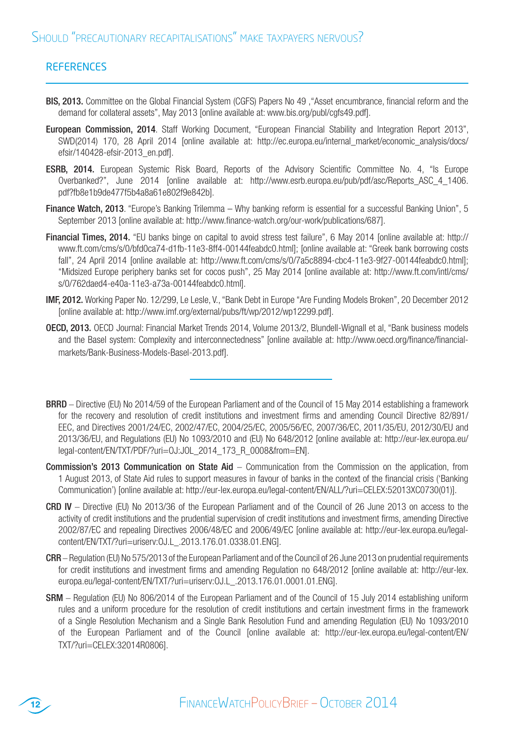## REFERENCES

**BIS, 2013.** Committee on the Global Financial System (CGFS) Papers No 49 ,"Asset encumbrance, financial reform and the demand for collateral assets", May 2013 [online available at: www.bis.org/publ/cgfs49.pdf].

**European Commission, 2014**. Staff Working Document, "European Financial Stability and Integration Report 2013", SWD(2014) 170, 28 April 2014 [online available at: http://ec.europa.eu/internal_market/economic_analysis/docs/efsir/140428-efsir-2013_en.pdf].

**ESRB, 2014.** European Systemic Risk Board, Reports of the Advisory Scientific Committee No. 4, "Is Europe Overbanked?", June 2014 [online available at: http://www.esrb.europa.eu/pub/pdf/asc/Reports_ASC_4_1406.pdf?fb8e1b9de477f5b4a8a61e802f9e842b].

**Finance Watch, 2013**. "Europe's Banking Trilemma – Why banking reform is essential for a successful Banking Union", 5 September 2013 [online available at: http://www.finance-watch.org/our-work/publications/687].

**Financial Times, 2014.** "EU banks binge on capital to avoid stress test failure", 6 May 2014 [online available at: http://www.ft.com/cms/s/0/bfd0ca74-d1fb-11e3-8ff4-00144feabdc0.html]; [online available at: "Greek bank borrowing costs fall", 24 April 2014 [online available at: http://www.ft.com/cms/s/0/7a5c8894-cbc4-11e3-9f27-00144feabdc0.html]; "Midsized Europe periphery banks set for cocos push", 25 May 2014 [online available at: http://www.ft.com/intl/cms/s/0/762daed4-e40a-11e3-a73a-00144feabdc0.html].

**IMF, 2012.** Working Paper No. 12/299, Le Lesle, V., "Bank Debt in Europe "Are Funding Models Broken", 20 December 2012 [online available at: http://www.imf.org/external/pubs/ft/wp/2012/wp12299.pdf].

**OECD, 2013.** OECD Journal: Financial Market Trends 2014, Volume 2013/2, Blundell-Wignall et al, "Bank business models and the Basel system: Complexity and interconnectedness" [online available at: http://www.oecd.org/finance/financial-markets/Bank-Business-Models-Basel-2013.pdf].

---

**BRRD** – Directive (EU) No 2014/59 of the European Parliament and of the Council of 15 May 2014 establishing a framework for the recovery and resolution of credit institutions and investment firms and amending Council Directive 82/891/EEC, and Directives 2001/24/EC, 2002/47/EC, 2004/25/EC, 2005/56/EC, 2007/36/EC, 2011/35/EU, 2012/30/EU and 2013/36/EU, and Regulations (EU) No 1093/2010 and (EU) No 648/2012 [online available at: http://eur-lex.europa.eu/legal-content/EN/TXT/PDF/?uri=OJ:JOL_2014_173_R_0008&from=EN].

**Commission's 2013 Communication on State Aid** – Communication from the Commission on the application, from 1 August 2013, of State Aid rules to support measures in favour of banks in the context of the financial crisis ('Banking Communication') [online available at: http://eur-lex.europa.eu/legal-content/EN/ALL/?uri=CELEX:52013XC0730(01)].

**CRD IV** – Directive (EU) No 2013/36 of the European Parliament and of the Council of 26 June 2013 on access to the activity of credit institutions and the prudential supervision of credit institutions and investment firms, amending Directive 2002/87/EC and repealing Directives 2006/48/EC and 2006/49/EC [online available at: http://eur-lex.europa.eu/legal-content/EN/TXT/?uri=uriserv:OJ.L_.2013.176.01.0338.01.ENG].

**CRR** – Regulation (EU) No 575/2013 of the European Parliament and of the Council of 26 June 2013 on prudential requirements for credit institutions and investment firms and amending Regulation no 648/2012 [online available at: http://eur-lex.europa.eu/legal-content/EN/TXT/?uri=uriserv:OJ.L_.2013.176.01.0001.01.ENG].

**SRM** – Regulation (EU) No 806/2014 of the European Parliament and of the Council of 15 July 2014 establishing uniform rules and a uniform procedure for the resolution of credit institutions and certain investment firms in the framework of a Single Resolution Mechanism and a Single Bank Resolution Fund and amending Regulation (EU) No 1093/2010 of the European Parliament and of the Council [online available at: http://eur-lex.europa.eu/legal-content/EN/TXT/?uri=CELEX:32014R0806].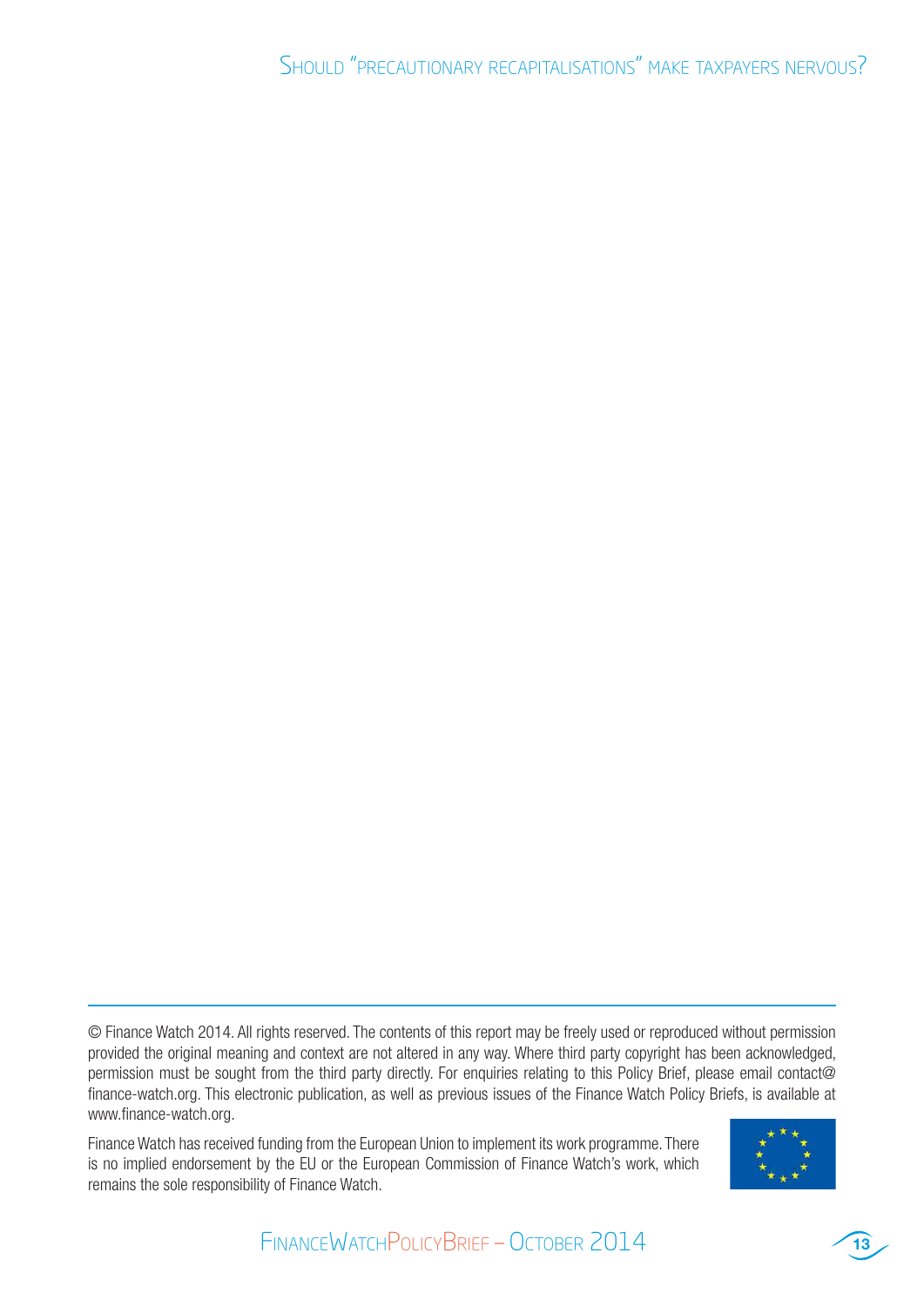© Finance Watch 2014. All rights reserved. The contents of this report may be freely used or reproduced without permission provided the original meaning and context are not altered in any way. Where third party copyright has been acknowledged, permission must be sought from the third party directly. For enquiries relating to this Policy Brief, please email contact@finance-watch.org. This electronic publication, as well as previous issues of the Finance Watch Policy Briefs, is available at www.finance-watch.org.

Finance Watch has received funding from the European Union to implement its work programme. There is no implied endorsement by the EU or the European Commission of Finance Watch's work, which remains the sole responsibility of Finance Watch.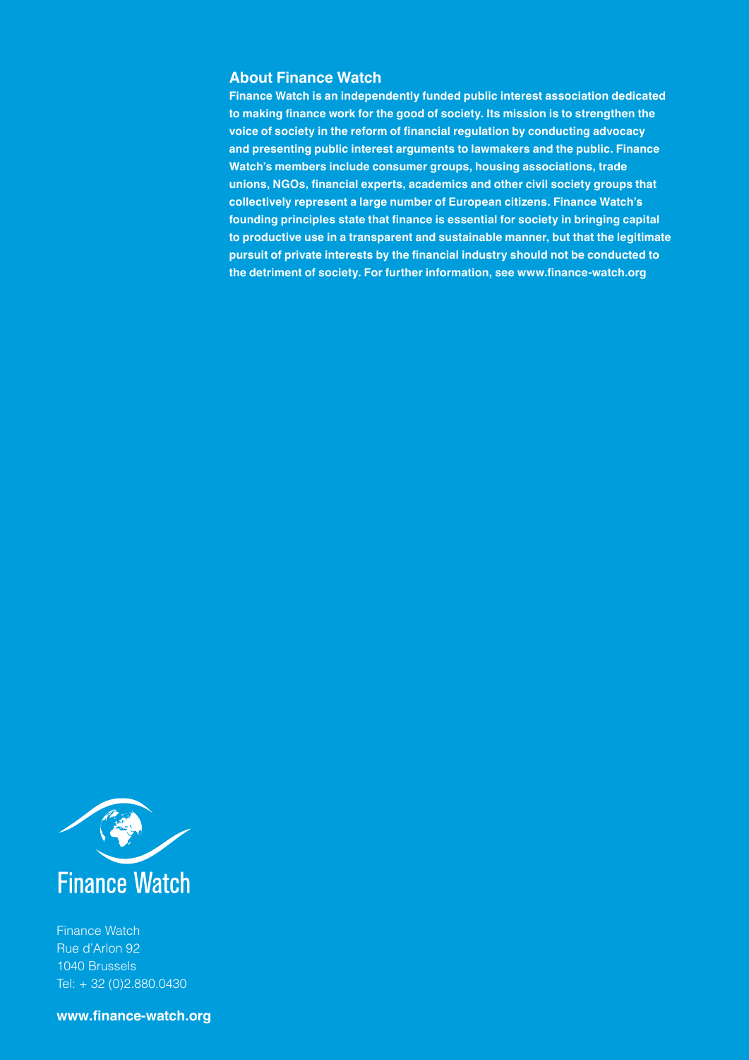## About Finance Watch

**Finance Watch is an independently funded public interest association dedicated to making finance work for the good of society. Its mission is to strengthen the voice of society in the reform of financial regulation by conducting advocacy and presenting public interest arguments to lawmakers and the public. Finance Watch's members include consumer groups, housing associations, trade unions, NGOs, financial experts, academics and other civil society groups that collectively represent a large number of European citizens. Finance Watch's founding principles state that finance is essential for society in bringing capital to productive use in a transparent and sustainable manner, but that the legitimate pursuit of private interests by the financial industry should not be conducted to the detriment of society. For further information, see www.finance-watch.org**

Finance Watch

Finance Watch
Rue d'Arlon 92
1040 Brussels
Tel: + 32 (0)2.880.0430

**www.finance-watch.org**